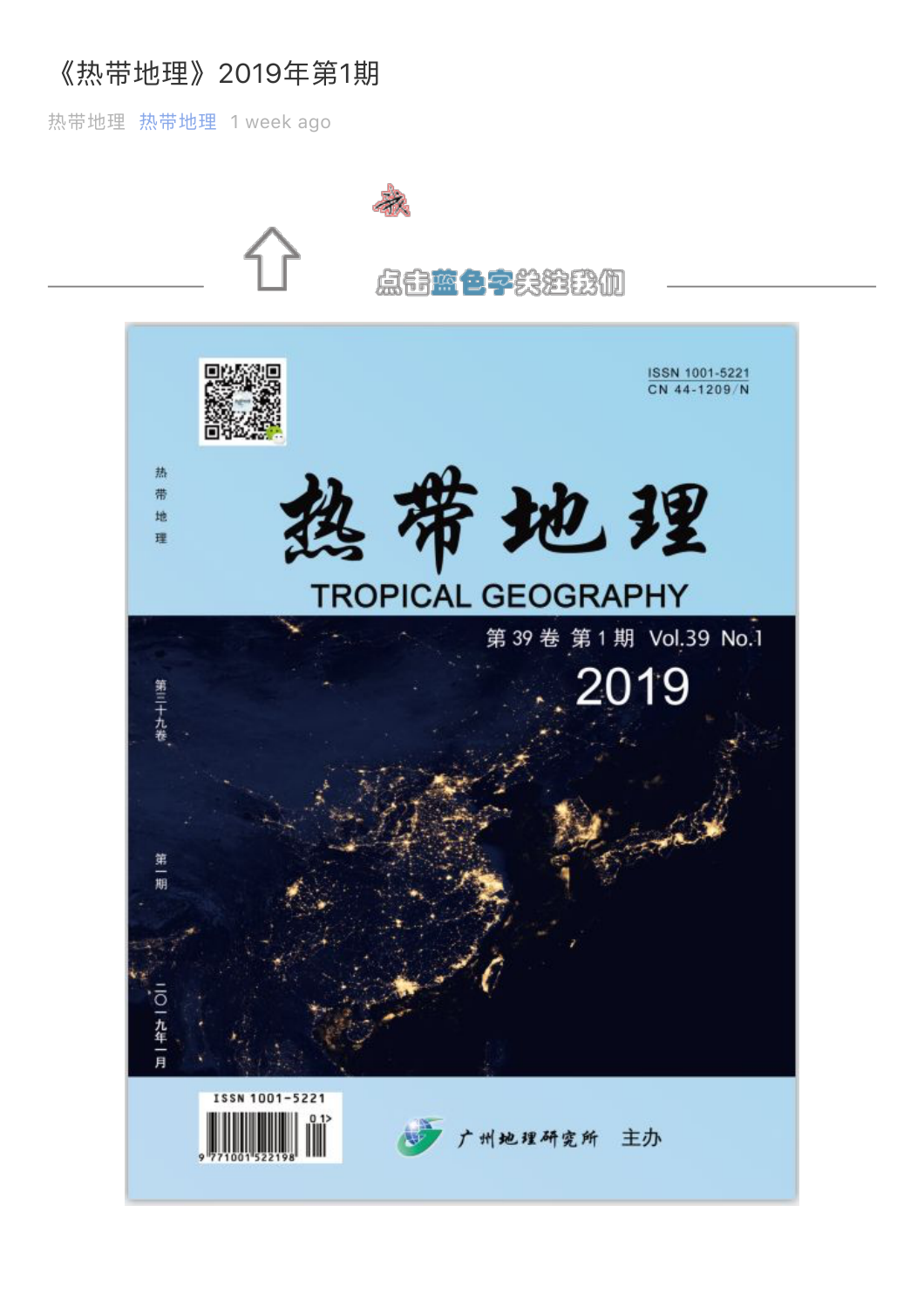# 《热带地理》2019年第1期

热带地理 热带地理 1 week ago

点击蓝色字关注我们

ISSN 1001-5221
CN 44-1209/N

热带地理

TROPICAL GEOGRAPHY

第 39 卷 第 1 期 Vol.39 No.1

2019

广州地理研究所 主办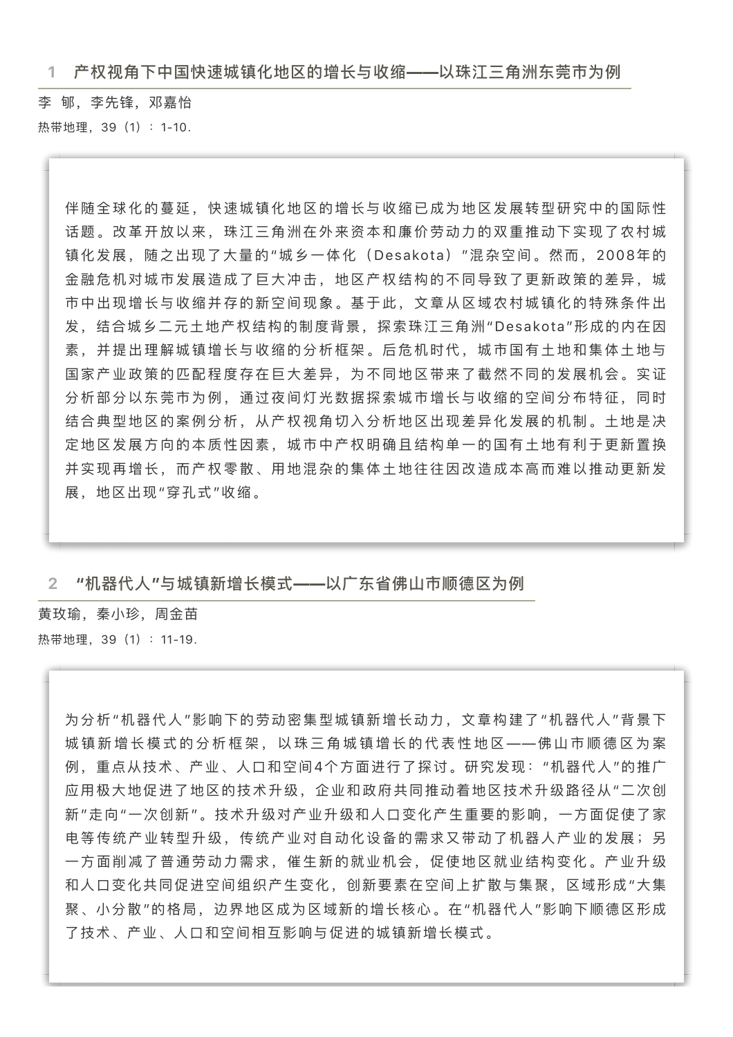## 1　产权视角下中国快速城镇化地区的增长与收缩——以珠江三角洲东莞市为例

李　郇，李先锋，邓嘉怡

热带地理，39（1）：1-10.

伴随全球化的蔓延，快速城镇化地区的增长与收缩已成为地区发展转型研究中的国际性话题。改革开放以来，珠江三角洲在外来资本和廉价劳动力的双重推动下实现了农村城镇化发展，随之出现了大量的“城乡一体化（Desakota）”混杂空间。然而，2008年的金融危机对城市发展造成了巨大冲击，地区产权结构的不同导致了更新政策的差异，城市中出现增长与收缩并存的新空间现象。基于此，文章从区域农村城镇化的特殊条件出发，结合城乡二元土地产权结构的制度背景，探索珠江三角洲“Desakota”形成的内在因素，并提出理解城镇增长与收缩的分析框架。后危机时代，城市国有土地和集体土地与国家产业政策的匹配程度存在巨大差异，为不同地区带来了截然不同的发展机会。实证分析部分以东莞市为例，通过夜间灯光数据探索城市增长与收缩的空间分布特征，同时结合典型地区的案例分析，从产权视角切入分析地区出现差异化发展的机制。土地是决定地区发展方向的本质性因素，城市中产权明确且结构单一的国有土地有利于更新置换并实现再增长，而产权零散、用地混杂的集体土地往往因改造成本高而难以推动更新发展，地区出现“穿孔式”收缩。

## 2　“机器代人”与城镇新增长模式——以广东省佛山市顺德区为例

黄玫瑜，秦小珍，周金苗

热带地理，39（1）：11-19.

为分析“机器代人”影响下的劳动密集型城镇新增长动力，文章构建了“机器代人”背景下城镇新增长模式的分析框架，以珠三角城镇增长的代表性地区——佛山市顺德区为案例，重点从技术、产业、人口和空间4个方面进行了探讨。研究发现：“机器代人”的推广应用极大地促进了地区的技术升级，企业和政府共同推动着地区技术升级路径从“二次创新”走向“一次创新”。技术升级对产业升级和人口变化产生重要的影响，一方面促使了家电等传统产业转型升级，传统产业对自动化设备的需求又带动了机器人产业的发展；另一方面削减了普通劳动力需求，催生新的就业机会，促使地区就业结构变化。产业升级和人口变化共同促进空间组织产生变化，创新要素在空间上扩散与集聚，区域形成“大集聚、小分散”的格局，边界地区成为区域新的增长核心。在“机器代人”影响下顺德区形成了技术、产业、人口和空间相互影响与促进的城镇新增长模式。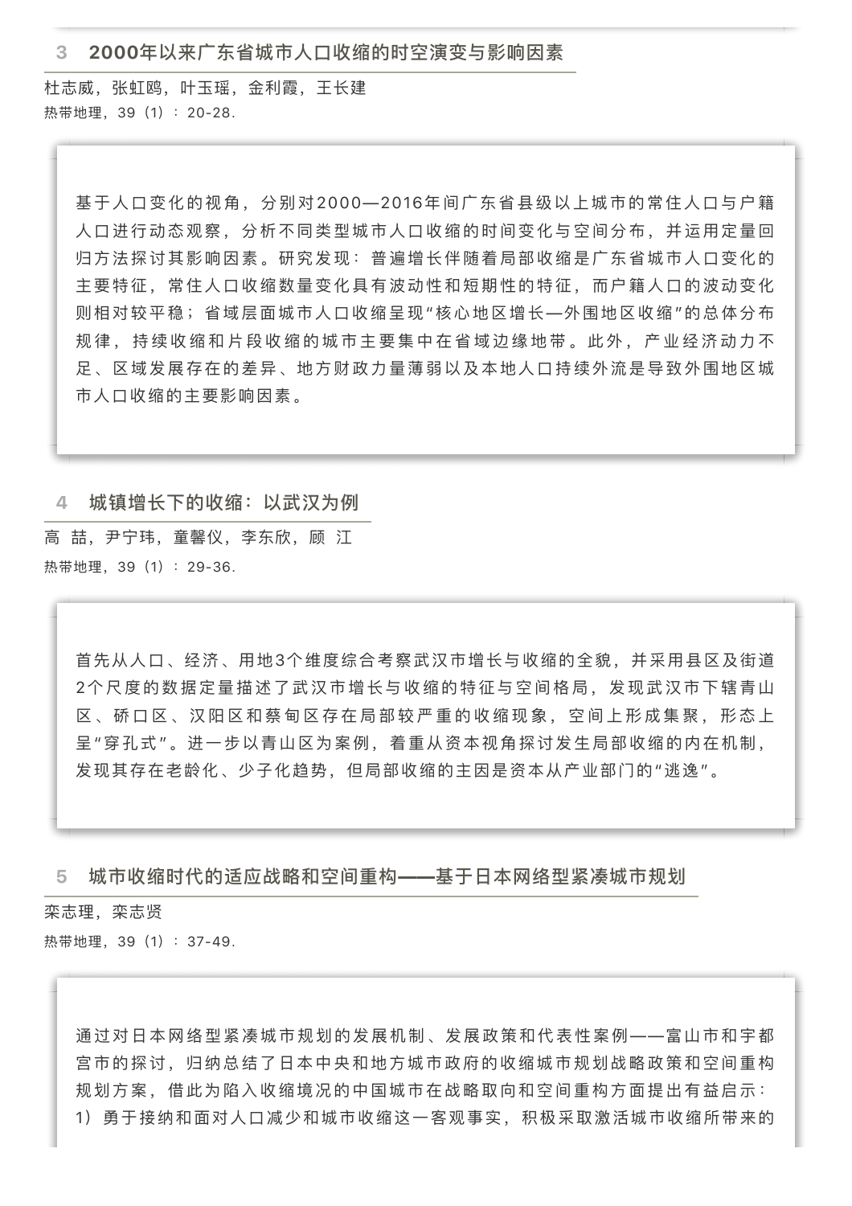## 3 2000年以来广东省城市人口收缩的时空演变与影响因素

杜志威，张虹鸥，叶玉瑶，金利霞，王长建

热带地理，39（1）：20-28.

基于人口变化的视角，分别对2000—2016年间广东省县级以上城市的常住人口与户籍人口进行动态观察，分析不同类型城市人口收缩的时间变化与空间分布，并运用定量回归方法探讨其影响因素。研究发现：普遍增长伴随着局部收缩是广东省城市人口变化的主要特征，常住人口收缩数量变化具有波动性和短期性的特征，而户籍人口的波动变化则相对较平稳；省域层面城市人口收缩呈现“核心地区增长—外围地区收缩”的总体分布规律，持续收缩和片段收缩的城市主要集中在省域边缘地带。此外，产业经济动力不足、区域发展存在的差异、地方财政力量薄弱以及本地人口持续外流是导致外围地区城市人口收缩的主要影响因素。

## 4 城镇增长下的收缩：以武汉为例

高 喆，尹宁玮，童馨仪，李东欣，顾 江

热带地理，39（1）：29-36.

首先从人口、经济、用地3个维度综合考察武汉市增长与收缩的全貌，并采用县区及街道2个尺度的数据定量描述了武汉市增长与收缩的特征与空间格局，发现武汉市下辖青山区、硚口区、汉阳区和蔡甸区存在局部较严重的收缩现象，空间上形成集聚，形态上呈“穿孔式”。进一步以青山区为案例，着重从资本视角探讨发生局部收缩的内在机制，发现其存在老龄化、少子化趋势，但局部收缩的主因是资本从产业部门的“逃逸”。

## 5 城市收缩时代的适应战略和空间重构——基于日本网络型紧凑城市规划

栾志理，栾志贤

热带地理，39（1）：37-49.

通过对日本网络型紧凑城市规划的发展机制、发展政策和代表性案例——富山市和宇都宫市的探讨，归纳总结了日本中央和地方城市政府的收缩城市规划战略政策和空间重构规划方案，借此为陷入收缩境况的中国城市在战略取向和空间重构方面提出有益启示：1）勇于接纳和面对人口减少和城市收缩这一客观事实，积极采取激活城市收缩所带来的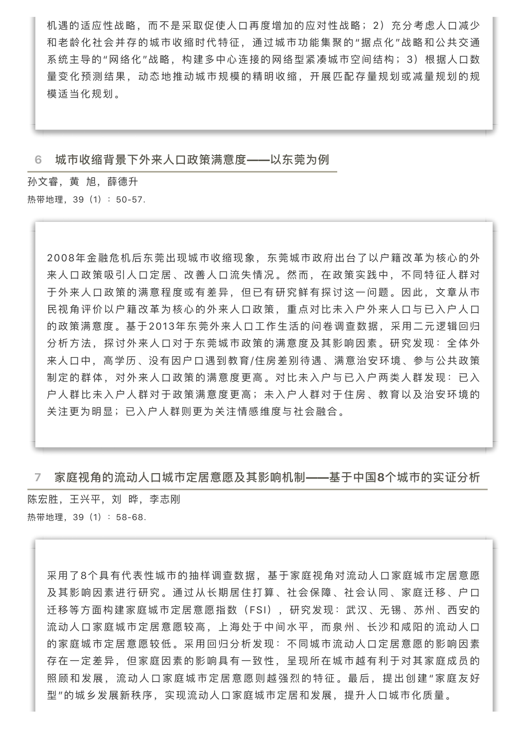机遇的适应性战略，而不是采取促使人口再度增加的应对性战略；2）充分考虑人口减少和老龄化社会并存的城市收缩时代特征，通过城市功能集聚的"据点化"战略和公共交通系统主导的"网络化"战略，构建多中心连接的网络型紧凑城市空间结构；3）根据人口数量变化预测结果，动态地推动城市规模的精明收缩，开展匹配存量规划或减量规划的规模适当化规划。

## 6 城市收缩背景下外来人口政策满意度——以东莞为例

孙文睿，黄 旭，薛德升

热带地理，39（1）：50-57.

2008年金融危机后东莞出现城市收缩现象，东莞城市政府出台了以户籍改革为核心的外来人口政策吸引人口定居、改善人口流失情况。然而，在政策实践中，不同特征人群对于外来人口政策的满意程度或有差异，但已有研究鲜有探讨这一问题。因此，文章从市民视角评价以户籍改革为核心的外来人口政策，重点对比未入户外来人口与已入户人口的政策满意度。基于2013年东莞外来人口工作生活的问卷调查数据，采用二元逻辑回归分析方法，探讨外来人口对于东莞城市政策的满意度及其影响因素。研究发现：全体外来人口中，高学历、没有因户口遇到教育/住房差别待遇、满意治安环境、参与公共政策制定的群体，对外来人口政策的满意度更高。对比未入户与已入户两类人群发现：已入户人群比未入户人群对于政策满意度更高；未入户人群对于住房、教育以及治安环境的关注更为明显；已入户人群则更为关注情感维度与社会融合。

## 7 家庭视角的流动人口城市定居意愿及其影响机制——基于中国8个城市的实证分析

陈宏胜，王兴平，刘 晔，李志刚

热带地理，39（1）：58-68.

采用了8个具有代表性城市的抽样调查数据，基于家庭视角对流动人口家庭城市定居意愿及其影响因素进行研究。通过从长期居住打算、社会保障、社会认同、家庭迁移、户口迁移等方面构建家庭城市定居意愿指数（FSI），研究发现：武汉、无锡、苏州、西安的流动人口家庭城市定居意愿较高，上海处于中间水平，而泉州、长沙和咸阳的流动人口的家庭城市定居意愿较低。采用回归分析发现：不同城市流动人口定居意愿的影响因素存在一定差异，但家庭因素的影响具有一致性，呈现所在城市越有利于对其家庭成员的照顾和发展，流动人口家庭城市定居意愿则越强烈的特征。最后，提出创建"家庭友好型"的城乡发展新秩序，实现流动人口家庭城市定居和发展，提升人口城市化质量。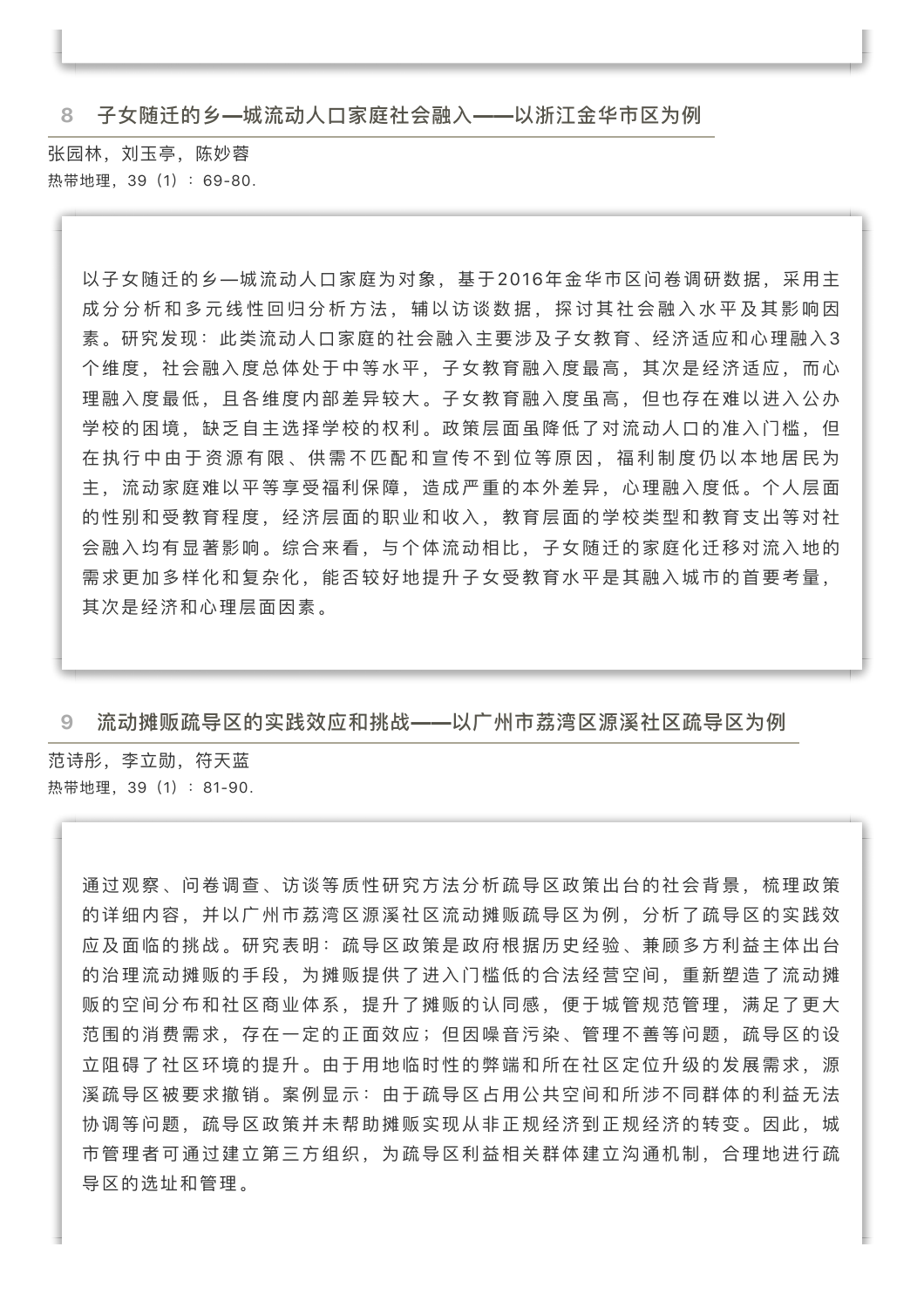## 8 子女随迁的乡—城流动人口家庭社会融入——以浙江金华市区为例

张园林，刘玉亭，陈妙蓉

热带地理，39（1）：69-80.

以子女随迁的乡—城流动人口家庭为对象，基于2016年金华市区问卷调研数据，采用主成分分析和多元线性回归分析方法，辅以访谈数据，探讨其社会融入水平及其影响因素。研究发现：此类流动人口家庭的社会融入主要涉及子女教育、经济适应和心理融入3个维度，社会融入度总体处于中等水平，子女教育融入度最高，其次是经济适应，而心理融入度最低，且各维度内部差异较大。子女教育融入度虽高，但也存在难以进入公办学校的困境，缺乏自主选择学校的权利。政策层面虽降低了对流动人口的准入门槛，但在执行中由于资源有限、供需不匹配和宣传不到位等原因，福利制度仍以本地居民为主，流动家庭难以平等享受福利保障，造成严重的本外差异，心理融入度低。个人层面的性别和受教育程度，经济层面的职业和收入，教育层面的学校类型和教育支出等对社会融入均有显著影响。综合来看，与个体流动相比，子女随迁的家庭化迁移对流入地的需求更加多样化和复杂化，能否较好地提升子女受教育水平是其融入城市的首要考量，其次是经济和心理层面因素。

## 9 流动摊贩疏导区的实践效应和挑战——以广州市荔湾区源溪社区疏导区为例

范诗彤，李立勋，符天蓝

热带地理，39（1）：81-90.

通过观察、问卷调查、访谈等质性研究方法分析疏导区政策出台的社会背景，梳理政策的详细内容，并以广州市荔湾区源溪社区流动摊贩疏导区为例，分析了疏导区的实践效应及面临的挑战。研究表明：疏导区政策是政府根据历史经验、兼顾多方利益主体出台的治理流动摊贩的手段，为摊贩提供了进入门槛低的合法经营空间，重新塑造了流动摊贩的空间分布和社区商业体系，提升了摊贩的认同感，便于城管规范管理，满足了更大范围的消费需求，存在一定的正面效应；但因噪音污染、管理不善等问题，疏导区的设立阻碍了社区环境的提升。由于用地临时性的弊端和所在社区定位升级的发展需求，源溪疏导区被要求撤销。案例显示：由于疏导区占用公共空间和所涉不同群体的利益无法协调等问题，疏导区政策并未帮助摊贩实现从非正规经济到正规经济的转变。因此，城市管理者可通过建立第三方组织，为疏导区利益相关群体建立沟通机制，合理地进行疏导区的选址和管理。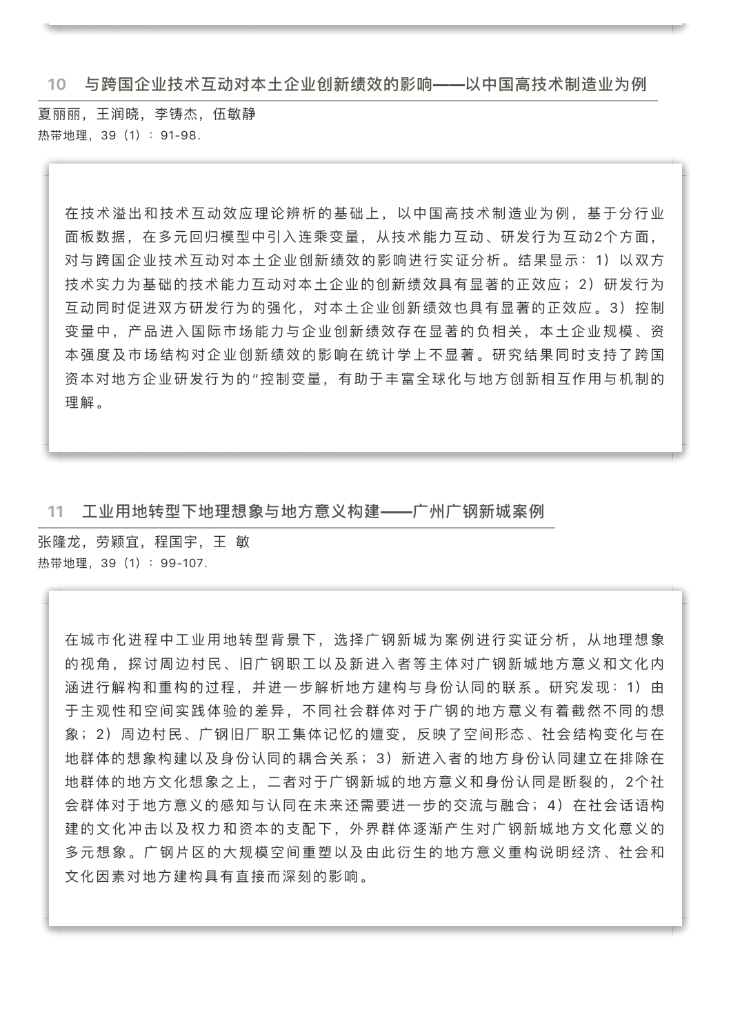## 10 与跨国企业技术互动对本土企业创新绩效的影响——以中国高技术制造业为例

夏丽丽，王润晓，李铸杰，伍敏静

热带地理，39（1）：91-98.

在技术溢出和技术互动效应理论辨析的基础上，以中国高技术制造业为例，基于分行业面板数据，在多元回归模型中引入连乘变量，从技术能力互动、研发行为互动2个方面，对与跨国企业技术互动对本土企业创新绩效的影响进行实证分析。结果显示：1）以双方技术实力为基础的技术能力互动对本土企业的创新绩效具有显著的正效应；2）研发行为互动同时促进双方研发行为的强化，对本土企业创新绩效也具有显著的正效应。3）控制变量中，产品进入国际市场能力与企业创新绩效存在显著的负相关，本土企业规模、资本强度及市场结构对企业创新绩效的影响在统计学上不显著。研究结果同时支持了跨国资本对地方企业研发行为的"控制变量，有助于丰富全球化与地方创新相互作用与机制的理解。

## 11 工业用地转型下地理想象与地方意义构建——广州广钢新城案例

张隆龙，劳颖宜，程国宇，王 敏

热带地理，39（1）：99-107.

在城市化进程中工业用地转型背景下，选择广钢新城为案例进行实证分析，从地理想象的视角，探讨周边村民、旧广钢职工以及新进入者等主体对广钢新城地方意义和文化内涵进行解构和重构的过程，并进一步解析地方建构与身份认同的联系。研究发现：1）由于主观性和空间实践体验的差异，不同社会群体对于广钢的地方意义有着截然不同的想象；2）周边村民、广钢旧厂职工集体记忆的嬗变，反映了空间形态、社会结构变化与在地群体的想象构建以及身份认同的耦合关系；3）新进入者的地方身份认同建立在排除在地群体的地方文化想象之上，二者对于广钢新城的地方意义和身份认同是断裂的，2个社会群体对于地方意义的感知与认同在未来还需要进一步的交流与融合；4）在社会话语构建的文化冲击以及权力和资本的支配下，外界群体逐渐产生对广钢新城地方文化意义的多元想象。广钢片区的大规模空间重塑以及由此衍生的地方意义重构说明经济、社会和文化因素对地方建构具有直接而深刻的影响。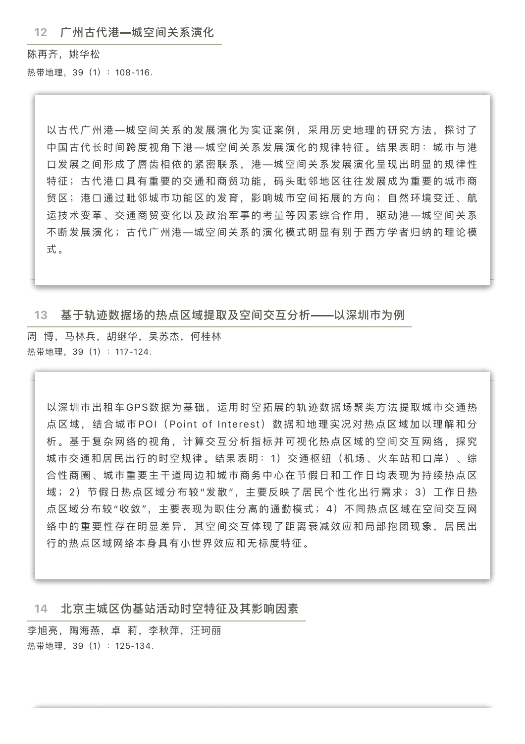## 12 广州古代港—城空间关系演化

陈再齐，姚华松

热带地理，39（1）：108-116.

以古代广州港—城空间关系的发展演化为实证案例，采用历史地理的研究方法，探讨了中国古代长时间跨度视角下港—城空间关系发展演化的规律特征。结果表明：城市与港口发展之间形成了唇齿相依的紧密联系，港—城空间关系发展演化呈现出明显的规律性特征；古代港口具有重要的交通和商贸功能，码头毗邻地区往往发展成为重要的城市商贸区；港口通过毗邻城市功能区的发育，影响城市空间拓展的方向；自然环境变迁、航运技术变革、交通商贸变化以及政治军事的考量等因素综合作用，驱动港—城空间关系不断发展演化；古代广州港—城空间关系的演化模式明显有别于西方学者归纳的理论模式。

## 13 基于轨迹数据场的热点区域提取及空间交互分析——以深圳市为例

周 博，马林兵，胡继华，吴苏杰，何桂林

热带地理，39（1）：117-124.

以深圳市出租车GPS数据为基础，运用时空拓展的轨迹数据场聚类方法提取城市交通热点区域，结合城市POI（Point of Interest）数据和地理实况对热点区域加以理解和分析。基于复杂网络的视角，计算交互分析指标并可视化热点区域的空间交互网络，探究城市交通和居民出行的时空规律。结果表明：1）交通枢纽（机场、火车站和口岸）、综合性商圈、城市重要主干道周边和城市商务中心在节假日和工作日均表现为持续热点区域；2）节假日热点区域分布较“发散”，主要反映了居民个性化出行需求；3）工作日热点区域分布较“收敛”，主要表现为职住分离的通勤模式；4）不同热点区域在空间交互网络中的重要性存在明显差异，其空间交互体现了距离衰减效应和局部抱团现象，居民出行的热点区域网络本身具有小世界效应和无标度特征。

## 14 北京主城区伪基站活动时空特征及其影响因素

李旭亮，陶海燕，卓 莉，李秋萍，汪珂丽

热带地理，39（1）：125-134.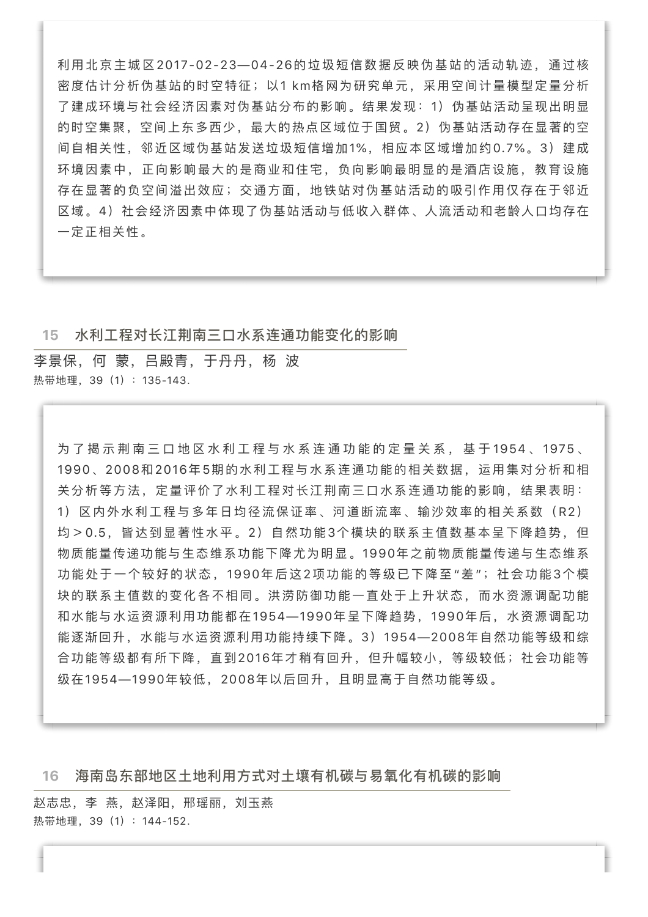利用北京主城区2017-02-23—04-26的垃圾短信数据反映伪基站的活动轨迹，通过核密度估计分析伪基站的时空特征；以1 km格网为研究单元，采用空间计量模型定量分析了建成环境与社会经济因素对伪基站分布的影响。结果发现：1）伪基站活动呈现出明显的时空集聚，空间上东多西少，最大的热点区域位于国贸。2）伪基站活动存在显著的空间自相关性，邻近区域伪基站发送垃圾短信增加1%，相应本区域增加约0.7%。3）建成环境因素中，正向影响最大的是商业和住宅，负向影响最明显的是酒店设施，教育设施存在显著的负空间溢出效应；交通方面，地铁站对伪基站活动的吸引作用仅存在于邻近区域。4）社会经济因素中体现了伪基站活动与低收入群体、人流活动和老龄人口均存在一定正相关性。

## 15 水利工程对长江荆南三口水系连通功能变化的影响

李景保，何 蒙，吕殿青，于丹丹，杨 波

热带地理，39（1）：135-143.

为了揭示荆南三口地区水利工程与水系连通功能的定量关系，基于1954、1975、1990、2008和2016年5期的水利工程与水系连通功能的相关数据，运用集对分析和相关分析等方法，定量评价了水利工程对长江荆南三口水系连通功能的影响，结果表明：1）区内外水利工程与多年日均径流保证率、河道断流率、输沙效率的相关系数（R2）均＞0.5，皆达到显著性水平。2）自然功能3个模块的联系主值数基本呈下降趋势，但物质能量传递功能与生态维系功能下降尤为明显。1990年之前物质能量传递与生态维系功能处于一个较好的状态，1990年后这2项功能的等级已下降至“差”；社会功能3个模块的联系主值数的变化各不相同。洪涝防御功能一直处于上升状态，而水资源调配功能和水能与水运资源利用功能都在1954—1990年呈下降趋势，1990年后，水资源调配功能逐渐回升，水能与水运资源利用功能持续下降。3）1954—2008年自然功能等级和综合功能等级都有所下降，直到2016年才稍有回升，但升幅较小，等级较低；社会功能等级在1954—1990年较低，2008年以后回升，且明显高于自然功能等级。

## 16 海南岛东部地区土地利用方式对土壤有机碳与易氧化有机碳的影响

赵志忠，李 燕，赵泽阳，邢瑶丽，刘玉燕

热带地理，39（1）：144-152.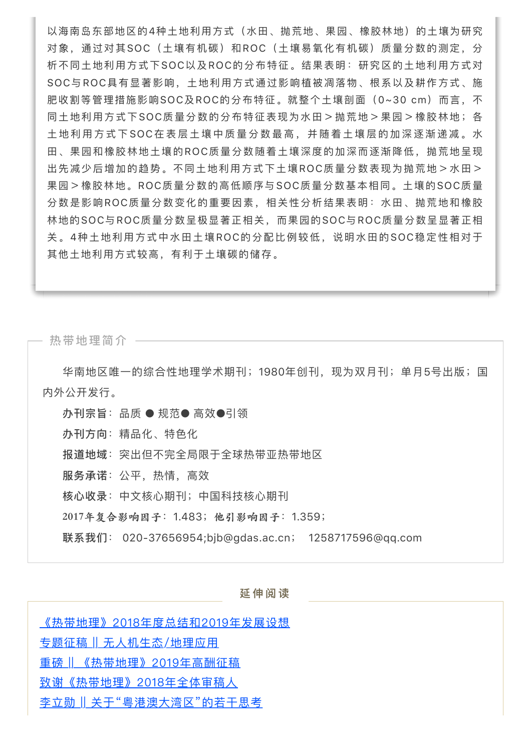以海南岛东部地区的4种土地利用方式（水田、抛荒地、果园、橡胶林地）的土壤为研究对象，通过对其SOC（土壤有机碳）和ROC（土壤易氧化有机碳）质量分数的测定，分析不同土地利用方式下SOC以及ROC的分布特征。结果表明：研究区的土地利用方式对SOC与ROC具有显著影响，土地利用方式通过影响植被凋落物、根系以及耕作方式、施肥收割等管理措施影响SOC及ROC的分布特征。就整个土壤剖面（0~30 cm）而言，不同土地利用方式下SOC质量分数的分布特征表现为水田＞抛荒地＞果园＞橡胶林地；各土地利用方式下SOC在表层土壤中质量分数最高，并随着土壤层的加深逐渐递减。水田、果园和橡胶林地土壤的ROC质量分数随着土壤深度的加深而逐渐降低，抛荒地呈现出先减少后增加的趋势。不同土地利用方式下土壤ROC质量分数表现为抛荒地＞水田＞果园＞橡胶林地。ROC质量分数的高低顺序与SOC质量分数基本相同。土壤的SOC质量分数是影响ROC质量分数变化的重要因素，相关性分析结果表明：水田、抛荒地和橡胶林地的SOC与ROC质量分数呈极显著正相关，而果园的SOC与ROC质量分数呈显著正相关。4种土地利用方式中水田土壤ROC的分配比例较低，说明水田的SOC稳定性相对于其他土地利用方式较高，有利于土壤碳的储存。

## 热带地理简介

华南地区唯一的综合性地理学术期刊；1980年创刊，现为双月刊；单月5号出版；国内外公开发行。

**办刊宗旨**：品质 ● 规范● 高效●引领

**办刊方向**：精品化、特色化

**报道地域**：突出但不完全局限于全球热带亚热带地区

**服务承诺**：公平，热情，高效

**核心收录**：中文核心期刊；中国科技核心期刊

**2017年复合影响因子**：1.483；**他引影响因子**：1.359；

**联系我们**： 020-37656954;bjb@gdas.ac.cn； 1258717596@qq.com

## 延伸阅读

《热带地理》2018年度总结和2019年发展设想

专题征稿 || 无人机生态/地理应用

重磅 || 《热带地理》2019年高酬征稿

致谢《热带地理》2018年全体审稿人

李立勋 || 关于“粤港澳大湾区”的若干思考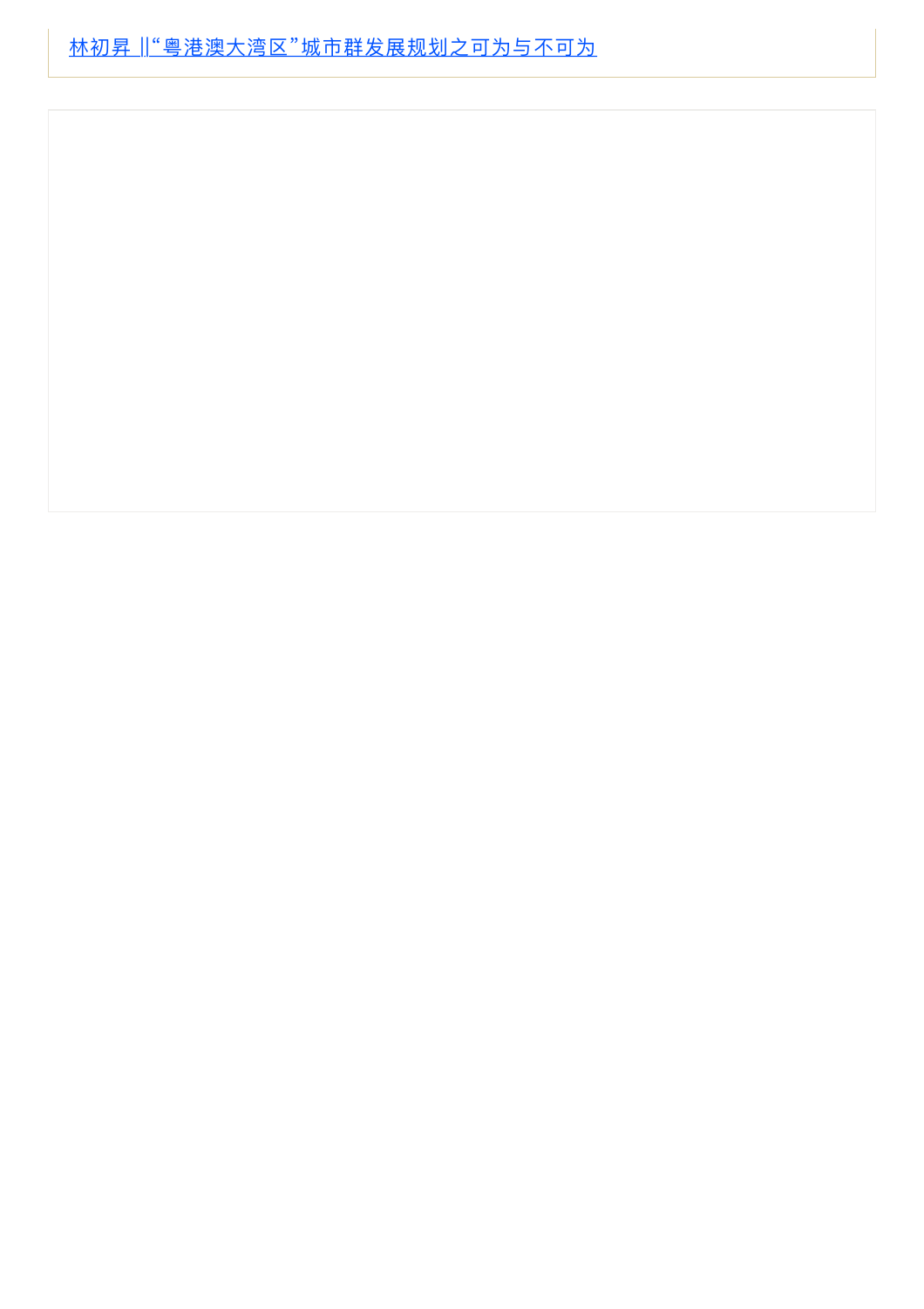林初昇 ||“粤港澳大湾区”城市群发展规划之可为与不可为